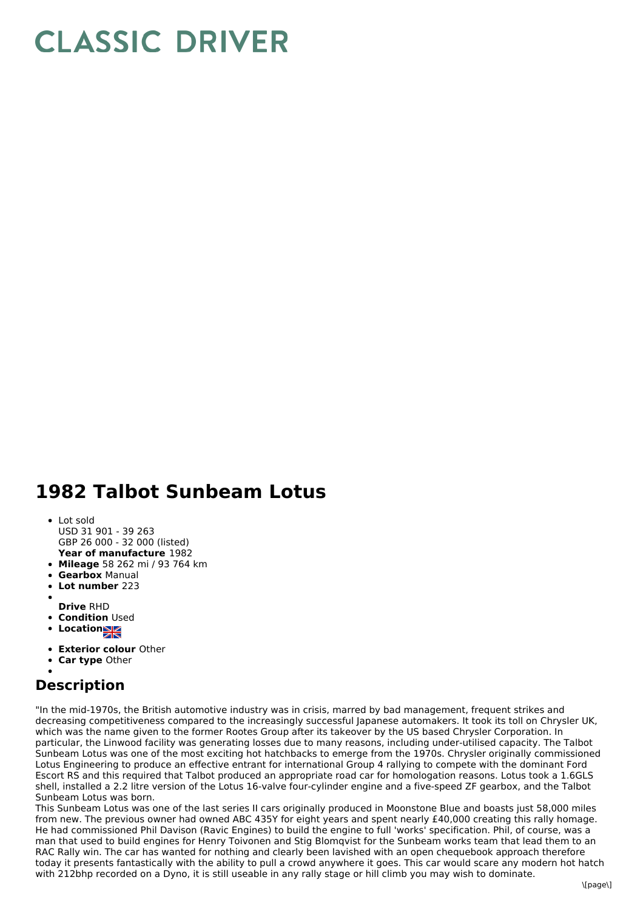# CLASSIC DRIVER

## 1982 Talbot Sunbeam Lotus

- Lot sold
  USD 31 901 - 39 263
  GBP 26 000 - 32 000 (listed)
  **Year of manufacture** 1982
- **Mileage** 58 262 mi / 93 764 km
- **Gearbox** Manual
- **Lot number** 223
- **Drive** RHD
- **Condition** Used
- **Location**
- **Exterior colour** Other
- **Car type** Other

## Description

"In the mid-1970s, the British automotive industry was in crisis, marred by bad management, frequent strikes and decreasing competitiveness compared to the increasingly successful Japanese automakers. It took its toll on Chrysler UK, which was the name given to the former Rootes Group after its takeover by the US based Chrysler Corporation. In particular, the Linwood facility was generating losses due to many reasons, including under-utilised capacity. The Talbot Sunbeam Lotus was one of the most exciting hot hatchbacks to emerge from the 1970s. Chrysler originally commissioned Lotus Engineering to produce an effective entrant for international Group 4 rallying to compete with the dominant Ford Escort RS and this required that Talbot produced an appropriate road car for homologation reasons. Lotus took a 1.6GLS shell, installed a 2.2 litre version of the Lotus 16-valve four-cylinder engine and a five-speed ZF gearbox, and the Talbot Sunbeam Lotus was born.

This Sunbeam Lotus was one of the last series II cars originally produced in Moonstone Blue and boasts just 58,000 miles from new. The previous owner had owned ABC 435Y for eight years and spent nearly £40,000 creating this rally homage. He had commissioned Phil Davison (Ravic Engines) to build the engine to full 'works' specification. Phil, of course, was a man that used to build engines for Henry Toivonen and Stig Blomqvist for the Sunbeam works team that lead them to an RAC Rally win. The car has wanted for nothing and clearly been lavished with an open chequebook approach therefore today it presents fantastically with the ability to pull a crowd anywhere it goes. This car would scare any modern hot hatch with 212bhp recorded on a Dyno, it is still useable in any rally stage or hill climb you may wish to dominate.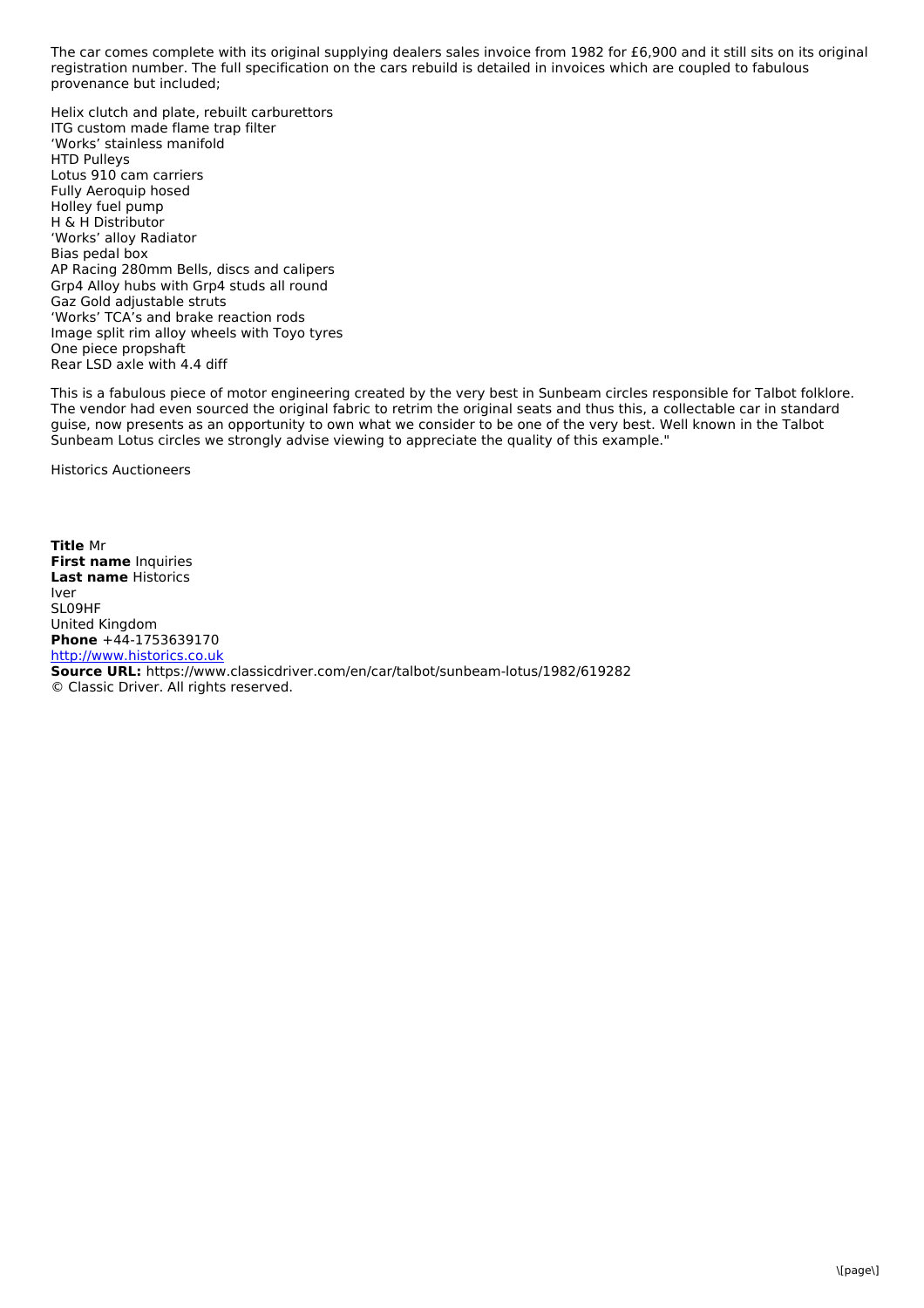The car comes complete with its original supplying dealers sales invoice from 1982 for £6,900 and it still sits on its original registration number. The full specification on the cars rebuild is detailed in invoices which are coupled to fabulous provenance but included;

Helix clutch and plate, rebuilt carburettors
ITG custom made flame trap filter
'Works' stainless manifold
HTD Pulleys
Lotus 910 cam carriers
Fully Aeroquip hosed
Holley fuel pump
H & H Distributor
'Works' alloy Radiator
Bias pedal box
AP Racing 280mm Bells, discs and calipers
Grp4 Alloy hubs with Grp4 studs all round
Gaz Gold adjustable struts
'Works' TCA's and brake reaction rods
Image split rim alloy wheels with Toyo tyres
One piece propshaft
Rear LSD axle with 4.4 diff

This is a fabulous piece of motor engineering created by the very best in Sunbeam circles responsible for Talbot folklore. The vendor had even sourced the original fabric to retrim the original seats and thus this, a collectable car in standard guise, now presents as an opportunity to own what we consider to be one of the very best. Well known in the Talbot Sunbeam Lotus circles we strongly advise viewing to appreciate the quality of this example."

Historics Auctioneers

**Title** Mr
**First name** Inquiries
**Last name** Historics
Iver
SL09HF
United Kingdom
**Phone** +44-1753639170
[http://www.historics.co.uk](http://www.historics.co.uk)
**Source URL:** https://www.classicdriver.com/en/car/talbot/sunbeam-lotus/1982/619282
© Classic Driver. All rights reserved.